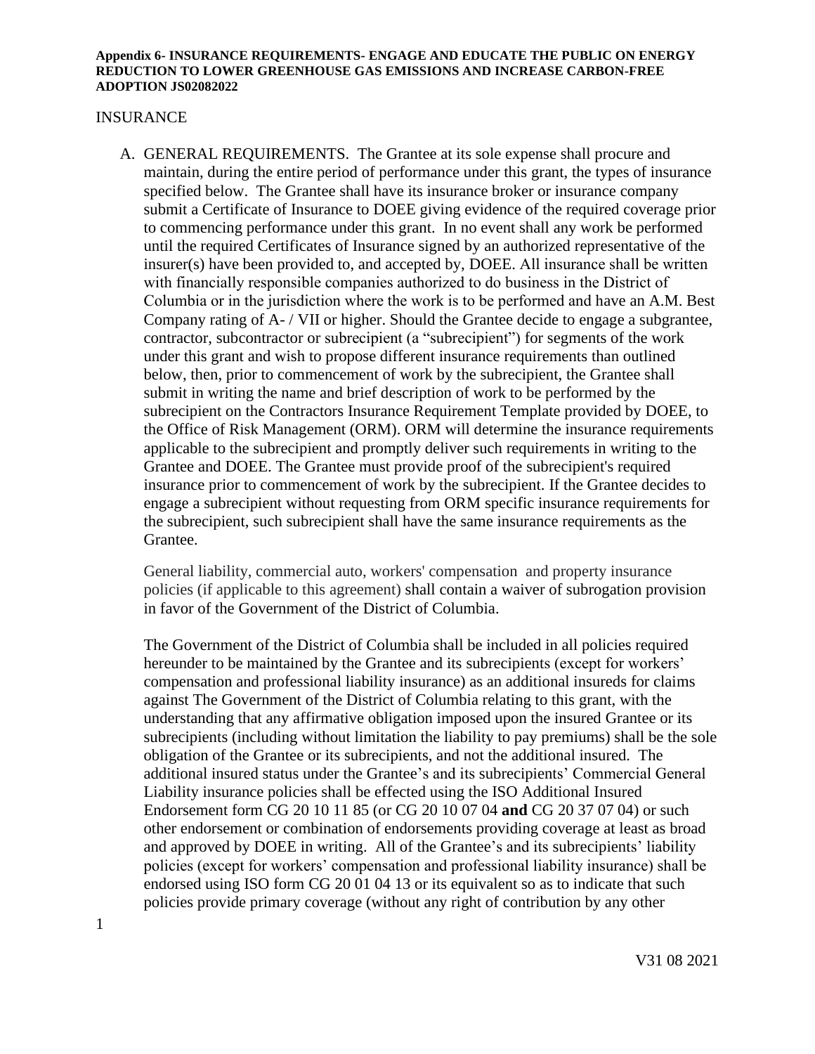**Appendix 6- INSURANCE REQUIREMENTS- ENGAGE AND EDUCATE THE PUBLIC ON ENERGY REDUCTION TO LOWER GREENHOUSE GAS EMISSIONS AND INCREASE CARBON-FREE ADOPTION JS02082022**

INSURANCE

A. GENERAL REQUIREMENTS. The Grantee at its sole expense shall procure and maintain, during the entire period of performance under this grant, the types of insurance specified below. The Grantee shall have its insurance broker or insurance company submit a Certificate of Insurance to DOEE giving evidence of the required coverage prior to commencing performance under this grant. In no event shall any work be performed until the required Certificates of Insurance signed by an authorized representative of the insurer(s) have been provided to, and accepted by, DOEE. All insurance shall be written with financially responsible companies authorized to do business in the District of Columbia or in the jurisdiction where the work is to be performed and have an A.M. Best Company rating of A- / VII or higher. Should the Grantee decide to engage a subgrantee, contractor, subcontractor or subrecipient (a "subrecipient") for segments of the work under this grant and wish to propose different insurance requirements than outlined below, then, prior to commencement of work by the subrecipient, the Grantee shall submit in writing the name and brief description of work to be performed by the subrecipient on the Contractors Insurance Requirement Template provided by DOEE, to the Office of Risk Management (ORM). ORM will determine the insurance requirements applicable to the subrecipient and promptly deliver such requirements in writing to the Grantee and DOEE. The Grantee must provide proof of the subrecipient's required insurance prior to commencement of work by the subrecipient. If the Grantee decides to engage a subrecipient without requesting from ORM specific insurance requirements for the subrecipient, such subrecipient shall have the same insurance requirements as the Grantee.

   General liability, commercial auto, workers' compensation and property insurance policies (if applicable to this agreement) shall contain a waiver of subrogation provision in favor of the Government of the District of Columbia.

   The Government of the District of Columbia shall be included in all policies required hereunder to be maintained by the Grantee and its subrecipients (except for workers' compensation and professional liability insurance) as an additional insureds for claims against The Government of the District of Columbia relating to this grant, with the understanding that any affirmative obligation imposed upon the insured Grantee or its subrecipients (including without limitation the liability to pay premiums) shall be the sole obligation of the Grantee or its subrecipients, and not the additional insured. The additional insured status under the Grantee's and its subrecipients' Commercial General Liability insurance policies shall be effected using the ISO Additional Insured Endorsement form CG 20 10 11 85 (or CG 20 10 07 04 **and** CG 20 37 07 04) or such other endorsement or combination of endorsements providing coverage at least as broad and approved by DOEE in writing. All of the Grantee's and its subrecipients' liability policies (except for workers' compensation and professional liability insurance) shall be endorsed using ISO form CG 20 01 04 13 or its equivalent so as to indicate that such policies provide primary coverage (without any right of contribution by any other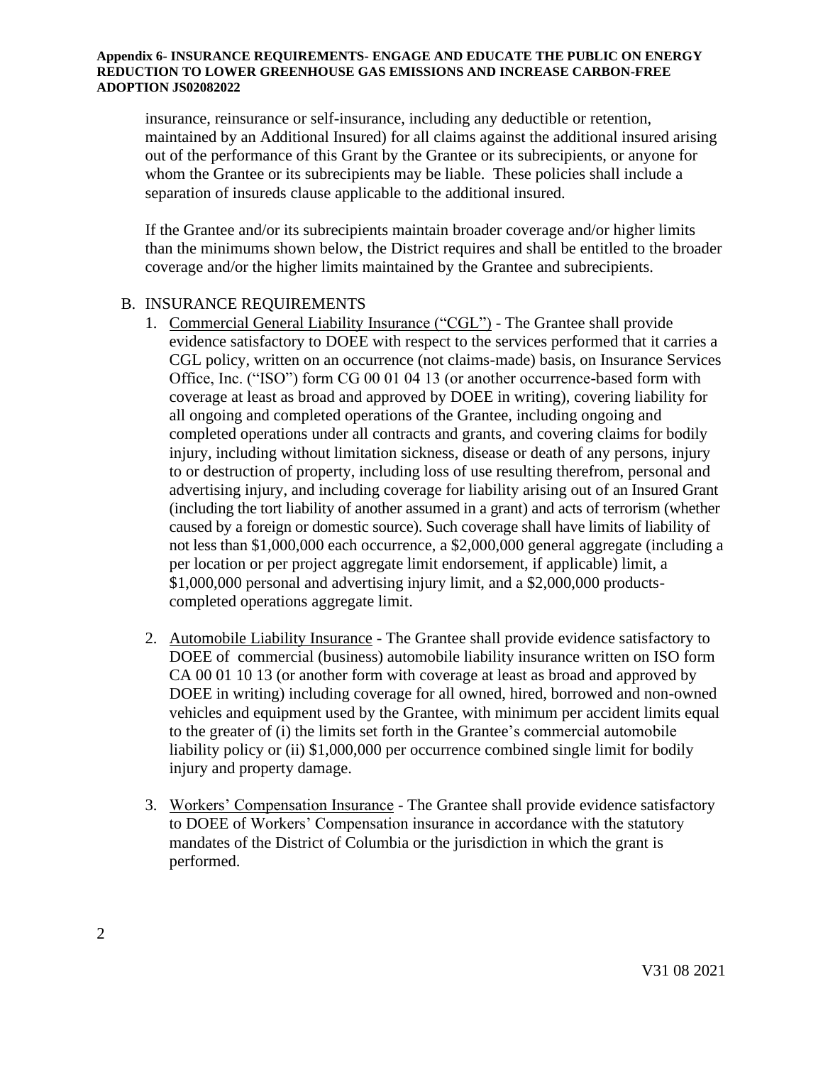insurance, reinsurance or self-insurance, including any deductible or retention, maintained by an Additional Insured) for all claims against the additional insured arising out of the performance of this Grant by the Grantee or its subrecipients, or anyone for whom the Grantee or its subrecipients may be liable. These policies shall include a separation of insureds clause applicable to the additional insured.

If the Grantee and/or its subrecipients maintain broader coverage and/or higher limits than the minimums shown below, the District requires and shall be entitled to the broader coverage and/or the higher limits maintained by the Grantee and subrecipients.

B. INSURANCE REQUIREMENTS

1. Commercial General Liability Insurance ("CGL") - The Grantee shall provide evidence satisfactory to DOEE with respect to the services performed that it carries a CGL policy, written on an occurrence (not claims-made) basis, on Insurance Services Office, Inc. ("ISO") form CG 00 01 04 13 (or another occurrence-based form with coverage at least as broad and approved by DOEE in writing), covering liability for all ongoing and completed operations of the Grantee, including ongoing and completed operations under all contracts and grants, and covering claims for bodily injury, including without limitation sickness, disease or death of any persons, injury to or destruction of property, including loss of use resulting therefrom, personal and advertising injury, and including coverage for liability arising out of an Insured Grant (including the tort liability of another assumed in a grant) and acts of terrorism (whether caused by a foreign or domestic source). Such coverage shall have limits of liability of not less than $1,000,000 each occurrence, a $2,000,000 general aggregate (including a per location or per project aggregate limit endorsement, if applicable) limit, a $1,000,000 personal and advertising injury limit, and a $2,000,000 products-completed operations aggregate limit.

2. Automobile Liability Insurance - The Grantee shall provide evidence satisfactory to DOEE of commercial (business) automobile liability insurance written on ISO form CA 00 01 10 13 (or another form with coverage at least as broad and approved by DOEE in writing) including coverage for all owned, hired, borrowed and non-owned vehicles and equipment used by the Grantee, with minimum per accident limits equal to the greater of (i) the limits set forth in the Grantee's commercial automobile liability policy or (ii) $1,000,000 per occurrence combined single limit for bodily injury and property damage.

3. Workers' Compensation Insurance - The Grantee shall provide evidence satisfactory to DOEE of Workers' Compensation insurance in accordance with the statutory mandates of the District of Columbia or the jurisdiction in which the grant is performed.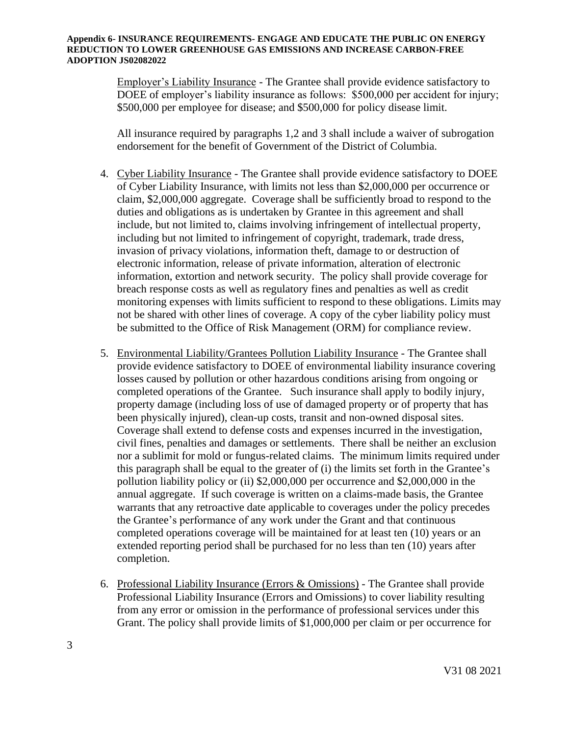Employer's Liability Insurance - The Grantee shall provide evidence satisfactory to DOEE of employer's liability insurance as follows: \$500,000 per accident for injury; \$500,000 per employee for disease; and \$500,000 for policy disease limit.

All insurance required by paragraphs 1,2 and 3 shall include a waiver of subrogation endorsement for the benefit of Government of the District of Columbia.

4. Cyber Liability Insurance - The Grantee shall provide evidence satisfactory to DOEE of Cyber Liability Insurance, with limits not less than \$2,000,000 per occurrence or claim, \$2,000,000 aggregate. Coverage shall be sufficiently broad to respond to the duties and obligations as is undertaken by Grantee in this agreement and shall include, but not limited to, claims involving infringement of intellectual property, including but not limited to infringement of copyright, trademark, trade dress, invasion of privacy violations, information theft, damage to or destruction of electronic information, release of private information, alteration of electronic information, extortion and network security. The policy shall provide coverage for breach response costs as well as regulatory fines and penalties as well as credit monitoring expenses with limits sufficient to respond to these obligations. Limits may not be shared with other lines of coverage. A copy of the cyber liability policy must be submitted to the Office of Risk Management (ORM) for compliance review.

5. Environmental Liability/Grantees Pollution Liability Insurance - The Grantee shall provide evidence satisfactory to DOEE of environmental liability insurance covering losses caused by pollution or other hazardous conditions arising from ongoing or completed operations of the Grantee. Such insurance shall apply to bodily injury, property damage (including loss of use of damaged property or of property that has been physically injured), clean-up costs, transit and non-owned disposal sites. Coverage shall extend to defense costs and expenses incurred in the investigation, civil fines, penalties and damages or settlements. There shall be neither an exclusion nor a sublimit for mold or fungus-related claims. The minimum limits required under this paragraph shall be equal to the greater of (i) the limits set forth in the Grantee's pollution liability policy or (ii) \$2,000,000 per occurrence and \$2,000,000 in the annual aggregate. If such coverage is written on a claims-made basis, the Grantee warrants that any retroactive date applicable to coverages under the policy precedes the Grantee's performance of any work under the Grant and that continuous completed operations coverage will be maintained for at least ten (10) years or an extended reporting period shall be purchased for no less than ten (10) years after completion.

6. Professional Liability Insurance (Errors & Omissions) - The Grantee shall provide Professional Liability Insurance (Errors and Omissions) to cover liability resulting from any error or omission in the performance of professional services under this Grant. The policy shall provide limits of \$1,000,000 per claim or per occurrence for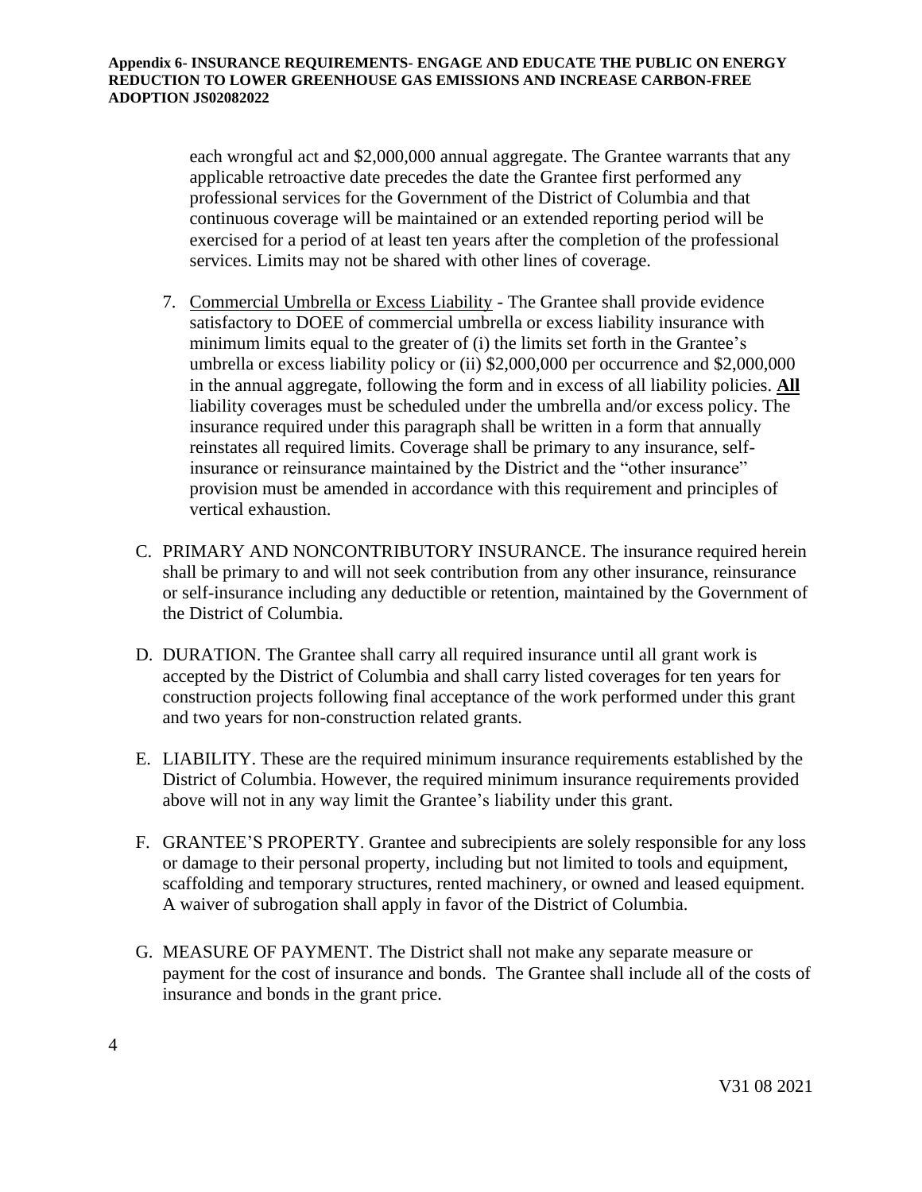each wrongful act and $2,000,000 annual aggregate. The Grantee warrants that any applicable retroactive date precedes the date the Grantee first performed any professional services for the Government of the District of Columbia and that continuous coverage will be maintained or an extended reporting period will be exercised for a period of at least ten years after the completion of the professional services. Limits may not be shared with other lines of coverage.

7. Commercial Umbrella or Excess Liability - The Grantee shall provide evidence satisfactory to DOEE of commercial umbrella or excess liability insurance with minimum limits equal to the greater of (i) the limits set forth in the Grantee's umbrella or excess liability policy or (ii) $2,000,000 per occurrence and $2,000,000 in the annual aggregate, following the form and in excess of all liability policies. **All** liability coverages must be scheduled under the umbrella and/or excess policy. The insurance required under this paragraph shall be written in a form that annually reinstates all required limits. Coverage shall be primary to any insurance, self-insurance or reinsurance maintained by the District and the "other insurance" provision must be amended in accordance with this requirement and principles of vertical exhaustion.

C. PRIMARY AND NONCONTRIBUTORY INSURANCE. The insurance required herein shall be primary to and will not seek contribution from any other insurance, reinsurance or self-insurance including any deductible or retention, maintained by the Government of the District of Columbia.

D. DURATION. The Grantee shall carry all required insurance until all grant work is accepted by the District of Columbia and shall carry listed coverages for ten years for construction projects following final acceptance of the work performed under this grant and two years for non-construction related grants.

E. LIABILITY. These are the required minimum insurance requirements established by the District of Columbia. However, the required minimum insurance requirements provided above will not in any way limit the Grantee's liability under this grant.

F. GRANTEE'S PROPERTY. Grantee and subrecipients are solely responsible for any loss or damage to their personal property, including but not limited to tools and equipment, scaffolding and temporary structures, rented machinery, or owned and leased equipment. A waiver of subrogation shall apply in favor of the District of Columbia.

G. MEASURE OF PAYMENT. The District shall not make any separate measure or payment for the cost of insurance and bonds. The Grantee shall include all of the costs of insurance and bonds in the grant price.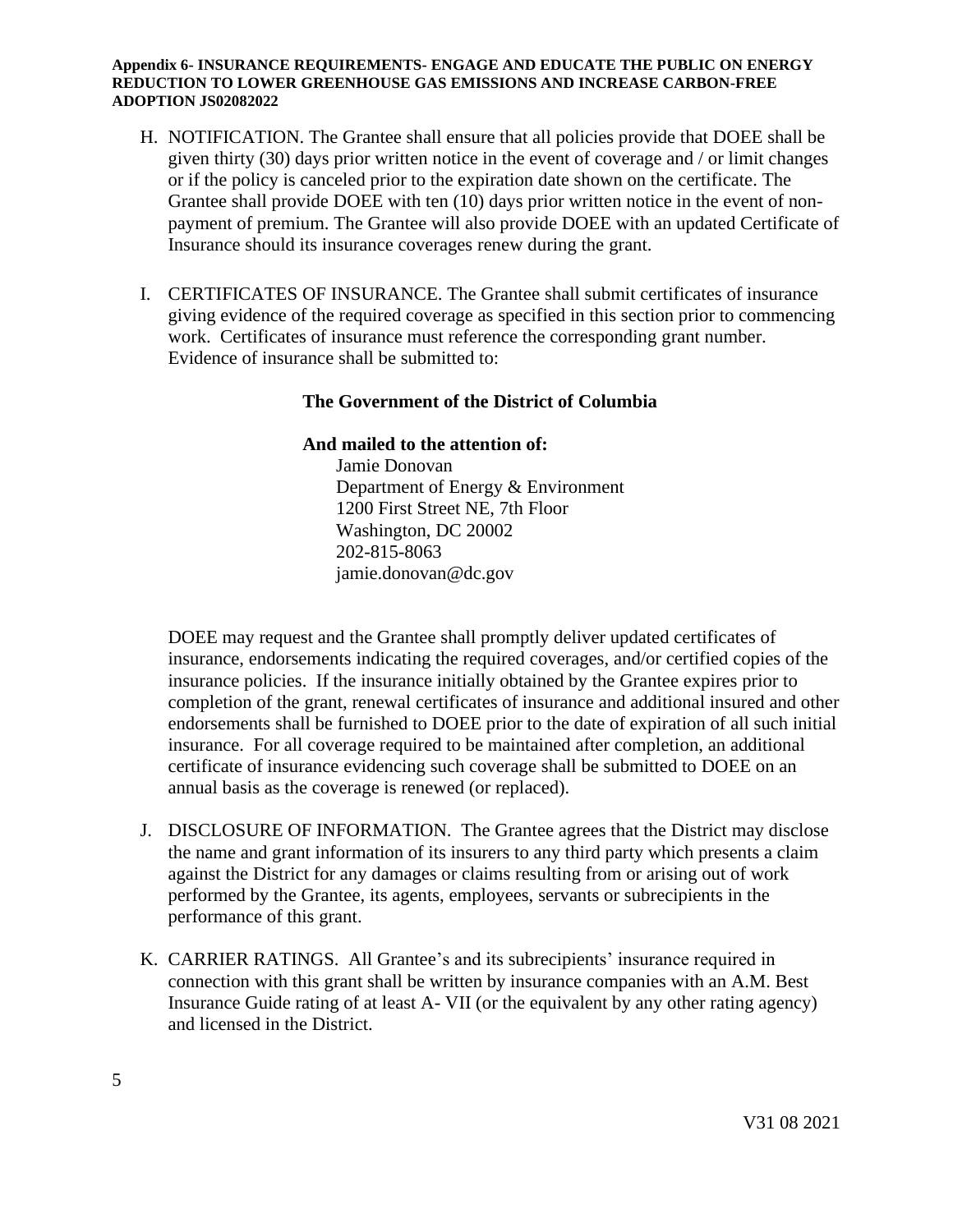H. NOTIFICATION. The Grantee shall ensure that all policies provide that DOEE shall be given thirty (30) days prior written notice in the event of coverage and / or limit changes or if the policy is canceled prior to the expiration date shown on the certificate. The Grantee shall provide DOEE with ten (10) days prior written notice in the event of non-payment of premium. The Grantee will also provide DOEE with an updated Certificate of Insurance should its insurance coverages renew during the grant.

I. CERTIFICATES OF INSURANCE. The Grantee shall submit certificates of insurance giving evidence of the required coverage as specified in this section prior to commencing work. Certificates of insurance must reference the corresponding grant number. Evidence of insurance shall be submitted to:

**The Government of the District of Columbia**

**And mailed to the attention of:**

Jamie Donovan
Department of Energy & Environment
1200 First Street NE, 7th Floor
Washington, DC 20002
202-815-8063
jamie.donovan@dc.gov

DOEE may request and the Grantee shall promptly deliver updated certificates of insurance, endorsements indicating the required coverages, and/or certified copies of the insurance policies. If the insurance initially obtained by the Grantee expires prior to completion of the grant, renewal certificates of insurance and additional insured and other endorsements shall be furnished to DOEE prior to the date of expiration of all such initial insurance. For all coverage required to be maintained after completion, an additional certificate of insurance evidencing such coverage shall be submitted to DOEE on an annual basis as the coverage is renewed (or replaced).

J. DISCLOSURE OF INFORMATION. The Grantee agrees that the District may disclose the name and grant information of its insurers to any third party which presents a claim against the District for any damages or claims resulting from or arising out of work performed by the Grantee, its agents, employees, servants or subrecipients in the performance of this grant.

K. CARRIER RATINGS. All Grantee's and its subrecipients' insurance required in connection with this grant shall be written by insurance companies with an A.M. Best Insurance Guide rating of at least A- VII (or the equivalent by any other rating agency) and licensed in the District.